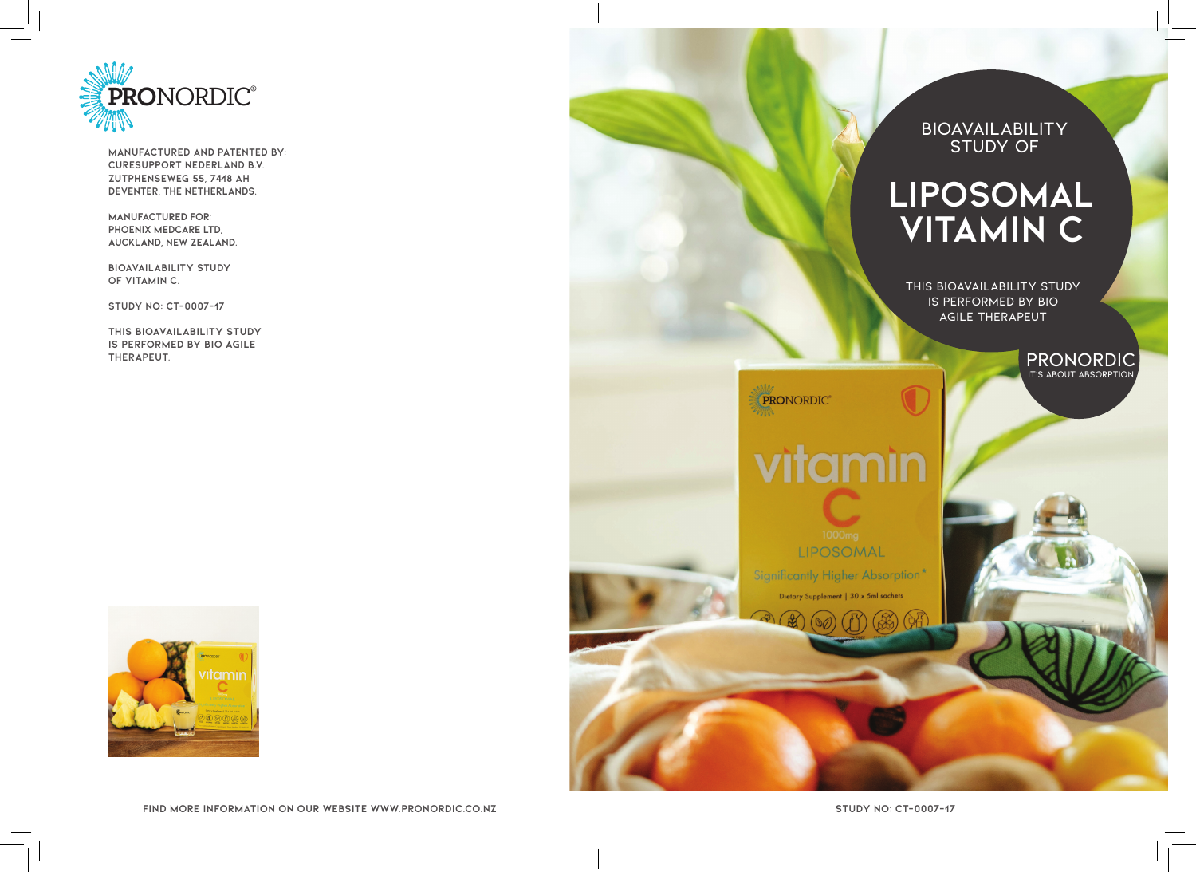PRONORDIC®

MANUFACTURED AND PATENTED BY:
CURESUPPORT NEDERLAND B.V.
ZUTPHENSEWEG 55, 7418 AH
DEVENTER, THE NETHERLANDS.

MANUFACTURED FOR:
PHOENIX MEDCARE LTD,
AUCKLAND, NEW ZEALAND.

BIOAVAILABILITY STUDY
OF VITAMIN C.

STUDY NO: CT-0007-17

THIS BIOAVAILABILITY STUDY
IS PERFORMED BY BIO AGILE
THERAPEUT.

FIND MORE INFORMATION ON OUR WEBSITE WWW.PRONORDIC.CO.NZ

BIOAVAILABILITY STUDY OF

# LIPOSOMAL VITAMIN C

THIS BIOAVAILABILITY STUDY IS PERFORMED BY BIO AGILE THERAPEUT

PRONORDIC
IT'S ABOUT ABSORPTION

STUDY NO: CT-0007-17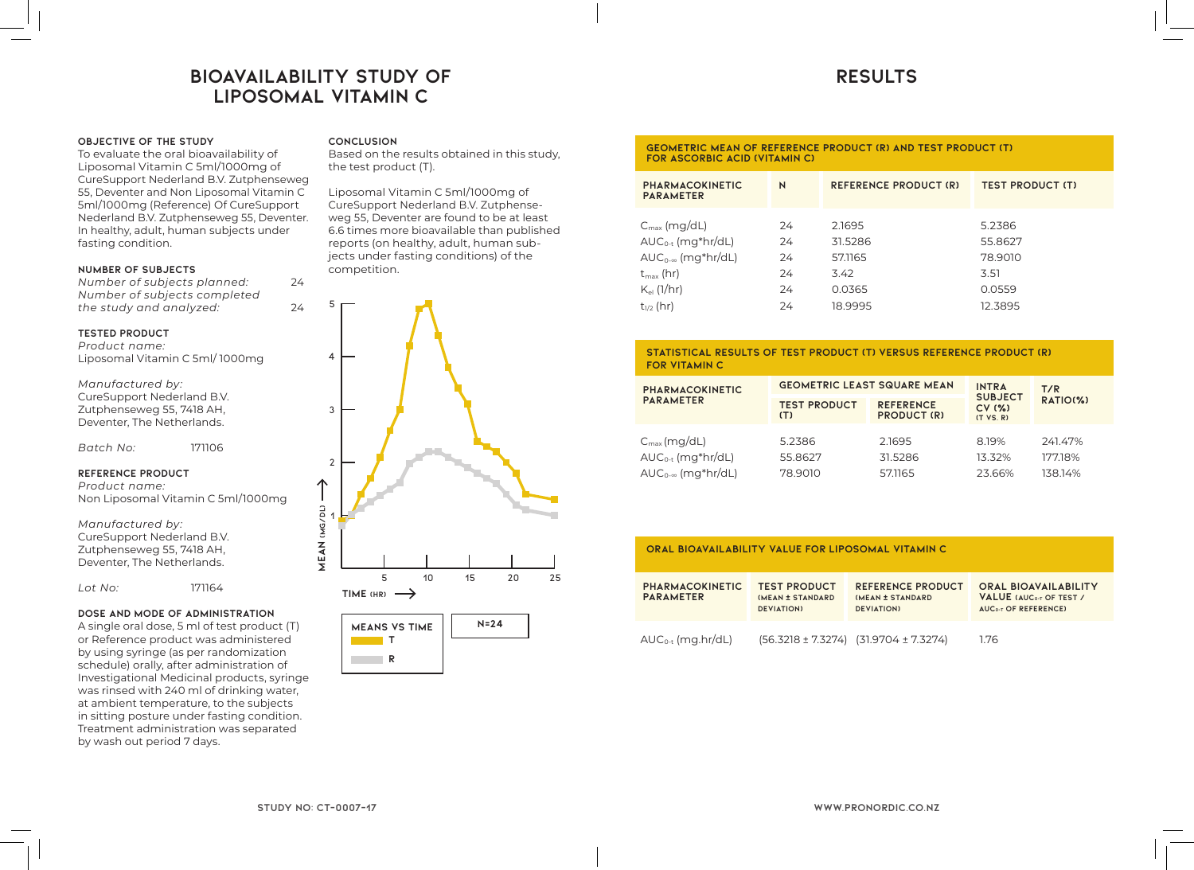# BIOAVAILABILITY STUDY OF LIPOSOMAL VITAMIN C

### OBJECTIVE OF THE STUDY

To evaluate the oral bioavailability of Liposomal Vitamin C 5ml/1000mg of CureSupport Nederland B.V. Zutphenseweg 55, Deventer and Non Liposomal Vitamin C 5ml/1000mg (Reference) Of CureSupport Nederland B.V. Zutphenseweg 55, Deventer. In healthy, adult, human subjects under fasting condition.

### NUMBER OF SUBJECTS

*Number of subjects planned:* 24

*Number of subjects completed the study and analyzed:* 24

### TESTED PRODUCT

*Product name:*
Liposomal Vitamin C 5ml/ 1000mg

*Manufactured by:*
CureSupport Nederland B.V.
Zutphenseweg 55, 7418 AH,
Deventer, The Netherlands.

*Batch No:* 171106

### REFERENCE PRODUCT

*Product name:*
Non Liposomal Vitamin C 5ml/1000mg

*Manufactured by:*
CureSupport Nederland B.V.
Zutphenseweg 55, 7418 AH,
Deventer, The Netherlands.

*Lot No:* 171164

### DOSE AND MODE OF ADMINISTRATION

A single oral dose, 5 ml of test product (T) or Reference product was administered by using syringe (as per randomization schedule) orally, after administration of Investigational Medicinal products, syringe was rinsed with 240 ml of drinking water, at ambient temperature, to the subjects in sitting posture under fasting condition. Treatment administration was separated by wash out period 7 days.

### CONCLUSION

Based on the results obtained in this study, the test product (T).

Liposomal Vitamin C 5ml/1000mg of CureSupport Nederland B.V. Zutphenseweg 55, Deventer are found to be at least 6.6 times more bioavailable than published reports (on healthy, adult, human subjects under fasting conditions) of the competition.

MEAN (MG/DL)

5
4
3
2
1

5 10 15 20 25

TIME (HR)

MEANS VS TIME

T

R

N=24

# RESULTS

**GEOMETRIC MEAN OF REFERENCE PRODUCT (R) AND TEST PRODUCT (T) FOR ASCORBIC ACID (VITAMIN C)**

| PHARMACOKINETIC PARAMETER | N | REFERENCE PRODUCT (R) | TEST PRODUCT (T) |
|---|---|---|---|
| $C_{max}$ (mg/dL) | 24 | 2.1695 | 5.2386 |
| $AUC_{0-t}$ (mg*hr/dL) | 24 | 31.5286 | 55.8627 |
| $AUC_{0-\infty}$ (mg*hr/dL) | 24 | 57.1165 | 78.9010 |
| $t_{max}$ (hr) | 24 | 3.42 | 3.51 |
| $K_{el}$ (1/hr) | 24 | 0.0365 | 0.0559 |
| $t_{1/2}$ (hr) | 24 | 18.9995 | 12.3895 |

**STATISTICAL RESULTS OF TEST PRODUCT (T) VERSUS REFERENCE PRODUCT (R) FOR VITAMIN C**

| PHARMACOKINETIC PARAMETER | GEOMETRIC LEAST SQUARE MEAN | | INTRA SUBJECT CV (%) (T VS. R) | T/R RATIO(%) |
|---|---|---|---|---|
| | TEST PRODUCT (T) | REFERENCE PRODUCT (R) | | |
| $C_{max}$ (mg/dL) | 5.2386 | 2.1695 | 8.19% | 241.47% |
| $AUC_{0-t}$ (mg*hr/dL) | 55.8627 | 31.5286 | 13.32% | 177.18% |
| $AUC_{0-\infty}$ (mg*hr/dL) | 78.9010 | 57.1165 | 23.66% | 138.14% |

**ORAL BIOAVAILABILITY VALUE FOR LIPOSOMAL VITAMIN C**

| PHARMACOKINETIC PARAMETER | TEST PRODUCT (MEAN ± STANDARD DEVIATION) | REFERENCE PRODUCT (MEAN ± STANDARD DEVIATION) | ORAL BIOAVAILABILITY VALUE ($AUC_{0-T}$ OF TEST / $AUC_{0-T}$ OF REFERENCE) |
|---|---|---|---|
| $AUC_{0-t}$ (mg.hr/dL) | (56.3218 ± 7.3274) | (31.9704 ± 7.3274) | 1.76 |

STUDY NO: CT-0007-17

WWW.PRONORDIC.CO.NZ